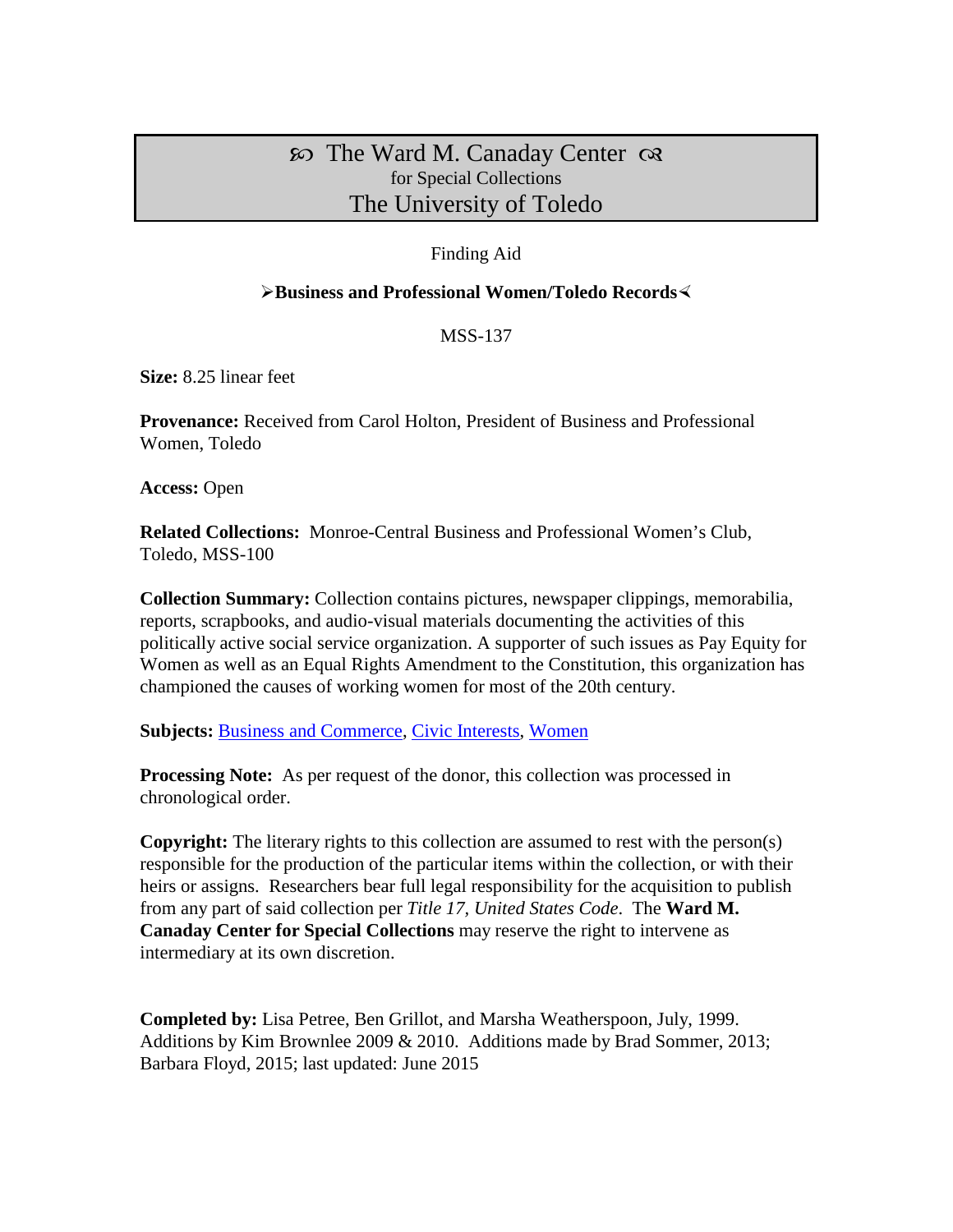# ℘ The Ward M. Canaday Center ☙
### for Special Collections
## The University of Toledo

Finding Aid

**➢Business and Professional Women/Toledo Records⋖**

MSS-137

**Size:** 8.25 linear feet

**Provenance:** Received from Carol Holton, President of Business and Professional Women, Toledo

**Access:** Open

**Related Collections:** Monroe-Central Business and Professional Women's Club, Toledo, MSS-100

**Collection Summary:** Collection contains pictures, newspaper clippings, memorabilia, reports, scrapbooks, and audio-visual materials documenting the activities of this politically active social service organization. A supporter of such issues as Pay Equity for Women as well as an Equal Rights Amendment to the Constitution, this organization has championed the causes of working women for most of the 20th century.

**Subjects:** Business and Commerce, Civic Interests, Women

**Processing Note:** As per request of the donor, this collection was processed in chronological order.

**Copyright:** The literary rights to this collection are assumed to rest with the person(s) responsible for the production of the particular items within the collection, or with their heirs or assigns. Researchers bear full legal responsibility for the acquisition to publish from any part of said collection per *Title 17, United States Code*. The **Ward M. Canaday Center for Special Collections** may reserve the right to intervene as intermediary at its own discretion.

**Completed by:** Lisa Petree, Ben Grillot, and Marsha Weatherspoon, July, 1999. Additions by Kim Brownlee 2009 & 2010. Additions made by Brad Sommer, 2013; Barbara Floyd, 2015; last updated: June 2015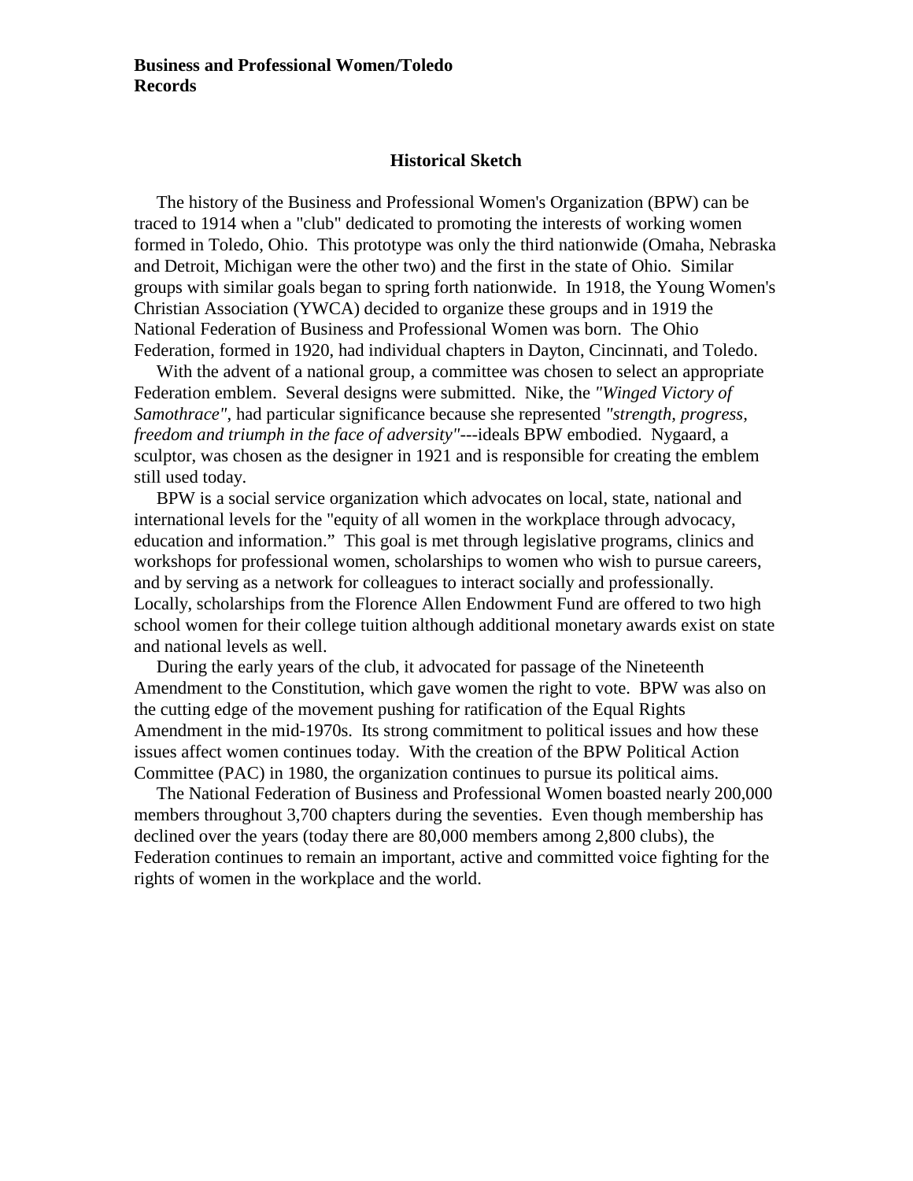**Business and Professional Women/Toledo Records**

## Historical Sketch

The history of the Business and Professional Women's Organization (BPW) can be traced to 1914 when a "club" dedicated to promoting the interests of working women formed in Toledo, Ohio. This prototype was only the third nationwide (Omaha, Nebraska and Detroit, Michigan were the other two) and the first in the state of Ohio. Similar groups with similar goals began to spring forth nationwide. In 1918, the Young Women's Christian Association (YWCA) decided to organize these groups and in 1919 the National Federation of Business and Professional Women was born. The Ohio Federation, formed in 1920, had individual chapters in Dayton, Cincinnati, and Toledo.

With the advent of a national group, a committee was chosen to select an appropriate Federation emblem. Several designs were submitted. Nike, the *"Winged Victory of Samothrace"*, had particular significance because she represented *"strength, progress, freedom and triumph in the face of adversity"*---ideals BPW embodied. Nygaard, a sculptor, was chosen as the designer in 1921 and is responsible for creating the emblem still used today.

BPW is a social service organization which advocates on local, state, national and international levels for the "equity of all women in the workplace through advocacy, education and information." This goal is met through legislative programs, clinics and workshops for professional women, scholarships to women who wish to pursue careers, and by serving as a network for colleagues to interact socially and professionally. Locally, scholarships from the Florence Allen Endowment Fund are offered to two high school women for their college tuition although additional monetary awards exist on state and national levels as well.

During the early years of the club, it advocated for passage of the Nineteenth Amendment to the Constitution, which gave women the right to vote. BPW was also on the cutting edge of the movement pushing for ratification of the Equal Rights Amendment in the mid-1970s. Its strong commitment to political issues and how these issues affect women continues today. With the creation of the BPW Political Action Committee (PAC) in 1980, the organization continues to pursue its political aims.

The National Federation of Business and Professional Women boasted nearly 200,000 members throughout 3,700 chapters during the seventies. Even though membership has declined over the years (today there are 80,000 members among 2,800 clubs), the Federation continues to remain an important, active and committed voice fighting for the rights of women in the workplace and the world.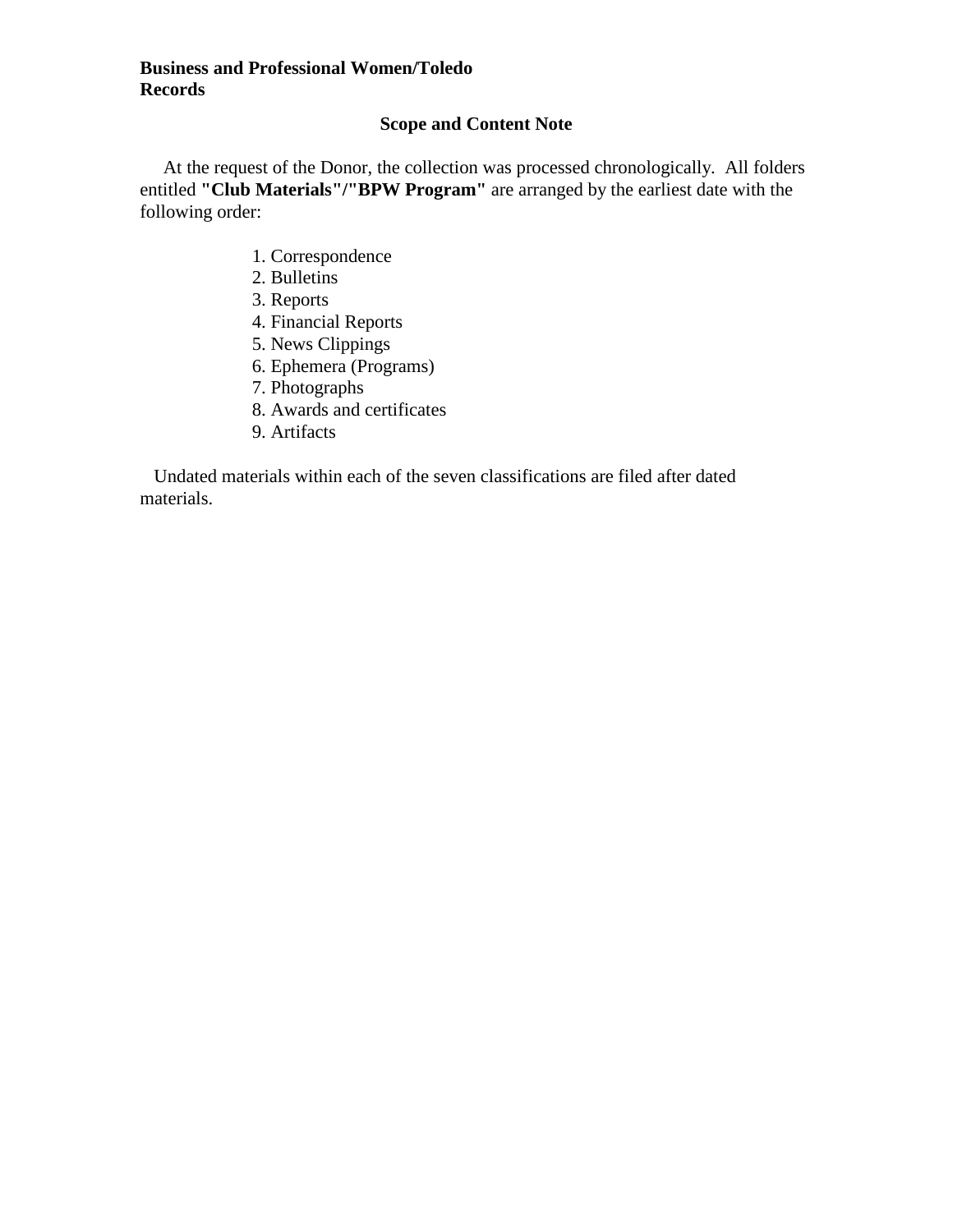**Business and Professional Women/Toledo**
**Records**

## Scope and Content Note

At the request of the Donor, the collection was processed chronologically. All folders entitled **"Club Materials"/"BPW Program"** are arranged by the earliest date with the following order:

1. Correspondence
2. Bulletins
3. Reports
4. Financial Reports
5. News Clippings
6. Ephemera (Programs)
7. Photographs
8. Awards and certificates
9. Artifacts

Undated materials within each of the seven classifications are filed after dated materials.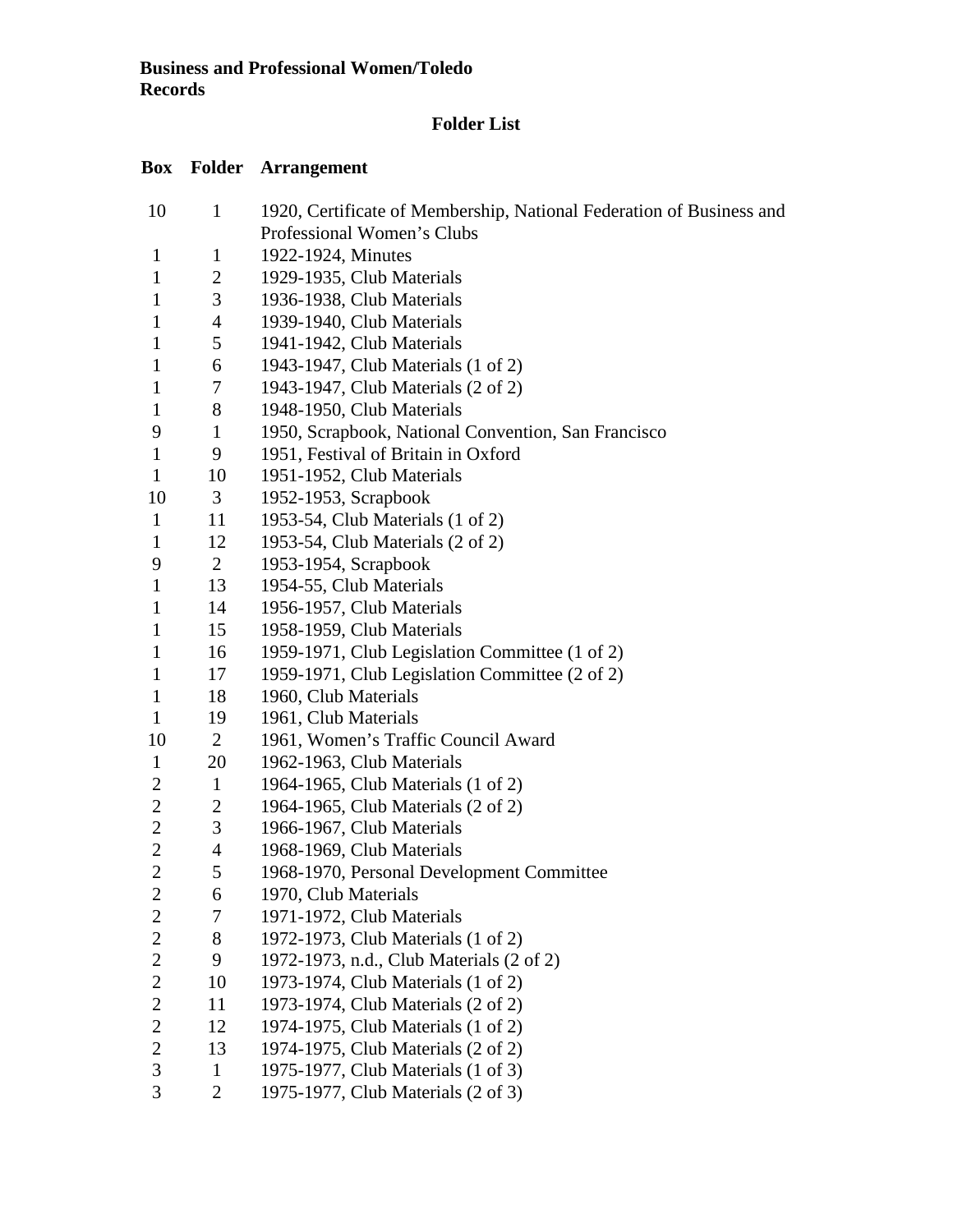**Business and Professional Women/Toledo Records**

## Folder List

| Box | Folder | Arrangement |
|---|---|---|
| 10 | 1 | 1920, Certificate of Membership, National Federation of Business and Professional Women's Clubs |
| 1 | 1 | 1922-1924, Minutes |
| 1 | 2 | 1929-1935, Club Materials |
| 1 | 3 | 1936-1938, Club Materials |
| 1 | 4 | 1939-1940, Club Materials |
| 1 | 5 | 1941-1942, Club Materials |
| 1 | 6 | 1943-1947, Club Materials (1 of 2) |
| 1 | 7 | 1943-1947, Club Materials (2 of 2) |
| 1 | 8 | 1948-1950, Club Materials |
| 9 | 1 | 1950, Scrapbook, National Convention, San Francisco |
| 1 | 9 | 1951, Festival of Britain in Oxford |
| 1 | 10 | 1951-1952, Club Materials |
| 10 | 3 | 1952-1953, Scrapbook |
| 1 | 11 | 1953-54, Club Materials (1 of 2) |
| 1 | 12 | 1953-54, Club Materials (2 of 2) |
| 9 | 2 | 1953-1954, Scrapbook |
| 1 | 13 | 1954-55, Club Materials |
| 1 | 14 | 1956-1957, Club Materials |
| 1 | 15 | 1958-1959, Club Materials |
| 1 | 16 | 1959-1971, Club Legislation Committee (1 of 2) |
| 1 | 17 | 1959-1971, Club Legislation Committee (2 of 2) |
| 1 | 18 | 1960, Club Materials |
| 1 | 19 | 1961, Club Materials |
| 10 | 2 | 1961, Women's Traffic Council Award |
| 1 | 20 | 1962-1963, Club Materials |
| 2 | 1 | 1964-1965, Club Materials (1 of 2) |
| 2 | 2 | 1964-1965, Club Materials (2 of 2) |
| 2 | 3 | 1966-1967, Club Materials |
| 2 | 4 | 1968-1969, Club Materials |
| 2 | 5 | 1968-1970, Personal Development Committee |
| 2 | 6 | 1970, Club Materials |
| 2 | 7 | 1971-1972, Club Materials |
| 2 | 8 | 1972-1973, Club Materials (1 of 2) |
| 2 | 9 | 1972-1973, n.d., Club Materials (2 of 2) |
| 2 | 10 | 1973-1974, Club Materials (1 of 2) |
| 2 | 11 | 1973-1974, Club Materials (2 of 2) |
| 2 | 12 | 1974-1975, Club Materials (1 of 2) |
| 2 | 13 | 1974-1975, Club Materials (2 of 2) |
| 3 | 1 | 1975-1977, Club Materials (1 of 3) |
| 3 | 2 | 1975-1977, Club Materials (2 of 3) |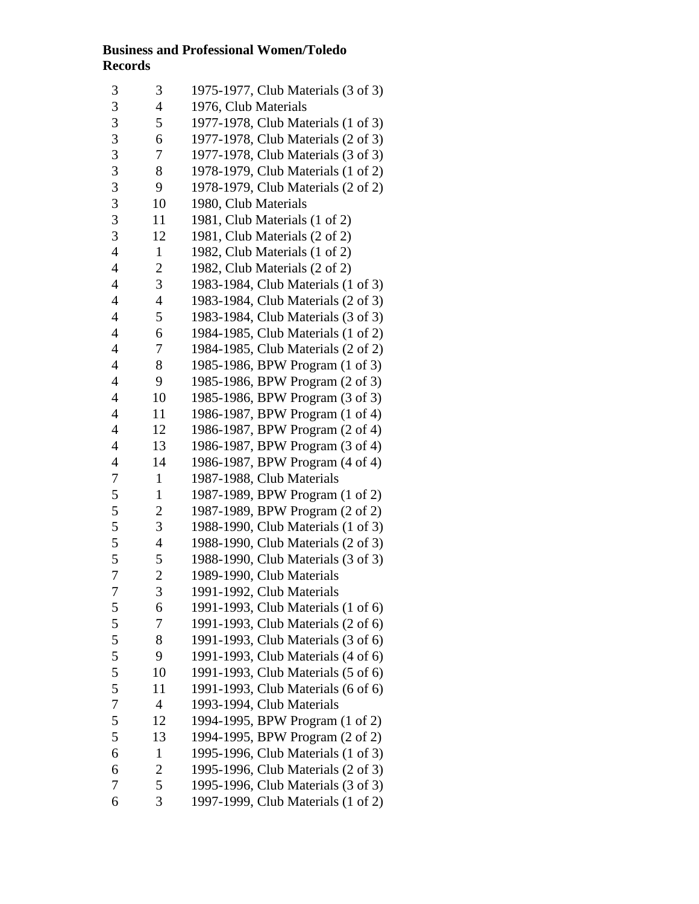**Business and Professional Women/Toledo Records**

| | | |
|---|---|---|
| 3 | 3 | 1975-1977, Club Materials (3 of 3) |
| 3 | 4 | 1976, Club Materials |
| 3 | 5 | 1977-1978, Club Materials (1 of 3) |
| 3 | 6 | 1977-1978, Club Materials (2 of 3) |
| 3 | 7 | 1977-1978, Club Materials (3 of 3) |
| 3 | 8 | 1978-1979, Club Materials (1 of 2) |
| 3 | 9 | 1978-1979, Club Materials (2 of 2) |
| 3 | 10 | 1980, Club Materials |
| 3 | 11 | 1981, Club Materials (1 of 2) |
| 3 | 12 | 1981, Club Materials (2 of 2) |
| 4 | 1 | 1982, Club Materials (1 of 2) |
| 4 | 2 | 1982, Club Materials (2 of 2) |
| 4 | 3 | 1983-1984, Club Materials (1 of 3) |
| 4 | 4 | 1983-1984, Club Materials (2 of 3) |
| 4 | 5 | 1983-1984, Club Materials (3 of 3) |
| 4 | 6 | 1984-1985, Club Materials (1 of 2) |
| 4 | 7 | 1984-1985, Club Materials (2 of 2) |
| 4 | 8 | 1985-1986, BPW Program (1 of 3) |
| 4 | 9 | 1985-1986, BPW Program (2 of 3) |
| 4 | 10 | 1985-1986, BPW Program (3 of 3) |
| 4 | 11 | 1986-1987, BPW Program (1 of 4) |
| 4 | 12 | 1986-1987, BPW Program (2 of 4) |
| 4 | 13 | 1986-1987, BPW Program (3 of 4) |
| 4 | 14 | 1986-1987, BPW Program (4 of 4) |
| 7 | 1 | 1987-1988, Club Materials |
| 5 | 1 | 1987-1989, BPW Program (1 of 2) |
| 5 | 2 | 1987-1989, BPW Program (2 of 2) |
| 5 | 3 | 1988-1990, Club Materials (1 of 3) |
| 5 | 4 | 1988-1990, Club Materials (2 of 3) |
| 5 | 5 | 1988-1990, Club Materials (3 of 3) |
| 7 | 2 | 1989-1990, Club Materials |
| 7 | 3 | 1991-1992, Club Materials |
| 5 | 6 | 1991-1993, Club Materials (1 of 6) |
| 5 | 7 | 1991-1993, Club Materials (2 of 6) |
| 5 | 8 | 1991-1993, Club Materials (3 of 6) |
| 5 | 9 | 1991-1993, Club Materials (4 of 6) |
| 5 | 10 | 1991-1993, Club Materials (5 of 6) |
| 5 | 11 | 1991-1993, Club Materials (6 of 6) |
| 7 | 4 | 1993-1994, Club Materials |
| 5 | 12 | 1994-1995, BPW Program (1 of 2) |
| 5 | 13 | 1994-1995, BPW Program (2 of 2) |
| 6 | 1 | 1995-1996, Club Materials (1 of 3) |
| 6 | 2 | 1995-1996, Club Materials (2 of 3) |
| 7 | 5 | 1995-1996, Club Materials (3 of 3) |
| 6 | 3 | 1997-1999, Club Materials (1 of 2) |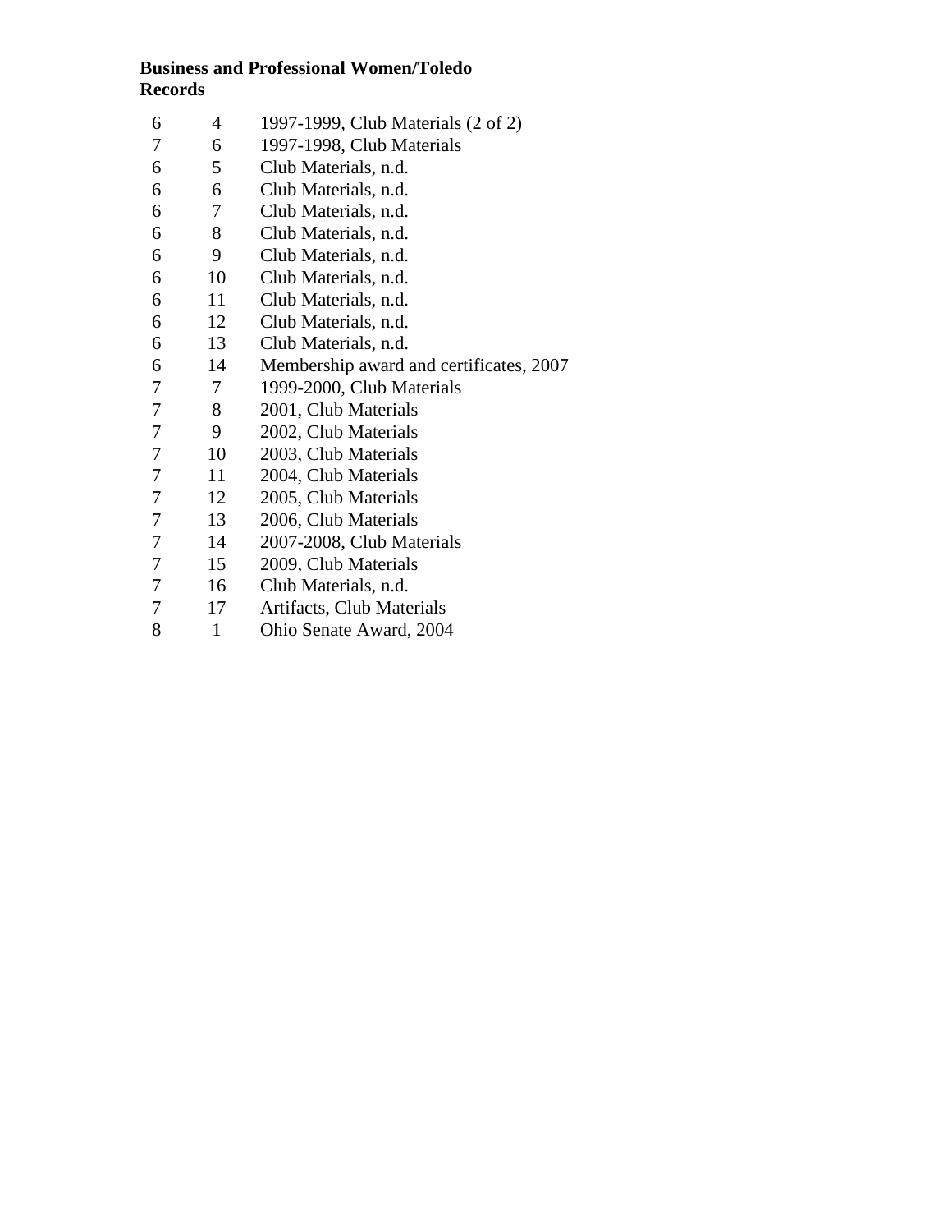**Business and Professional Women/Toledo Records**

| | | |
|---|---|---|
| 6 | 4 | 1997-1999, Club Materials (2 of 2) |
| 7 | 6 | 1997-1998, Club Materials |
| 6 | 5 | Club Materials, n.d. |
| 6 | 6 | Club Materials, n.d. |
| 6 | 7 | Club Materials, n.d. |
| 6 | 8 | Club Materials, n.d. |
| 6 | 9 | Club Materials, n.d. |
| 6 | 10 | Club Materials, n.d. |
| 6 | 11 | Club Materials, n.d. |
| 6 | 12 | Club Materials, n.d. |
| 6 | 13 | Club Materials, n.d. |
| 6 | 14 | Membership award and certificates, 2007 |
| 7 | 7 | 1999-2000, Club Materials |
| 7 | 8 | 2001, Club Materials |
| 7 | 9 | 2002, Club Materials |
| 7 | 10 | 2003, Club Materials |
| 7 | 11 | 2004, Club Materials |
| 7 | 12 | 2005, Club Materials |
| 7 | 13 | 2006, Club Materials |
| 7 | 14 | 2007-2008, Club Materials |
| 7 | 15 | 2009, Club Materials |
| 7 | 16 | Club Materials, n.d. |
| 7 | 17 | Artifacts, Club Materials |
| 8 | 1 | Ohio Senate Award, 2004 |